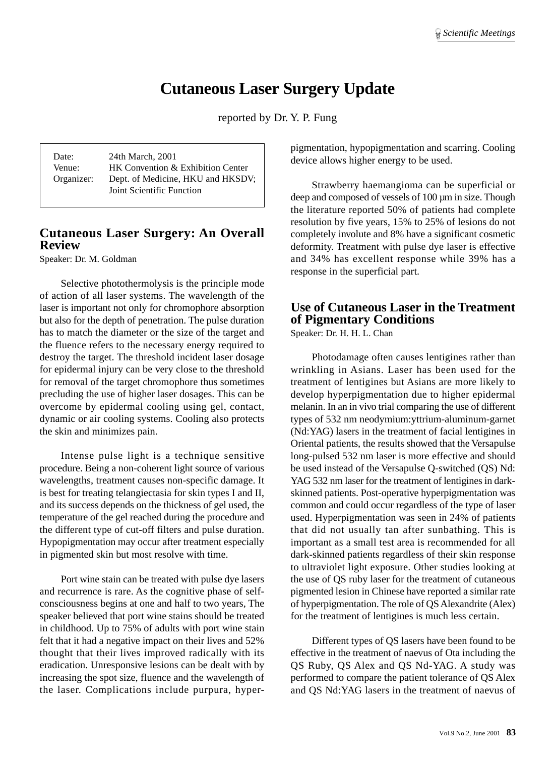# Cutaneous Laser Surgery Update

reported by Dr. Y. P. Fung

| | |
|---|---|
| Date: | 24th March, 2001 |
| Venue: | HK Convention & Exhibition Center |
| Organizer: | Dept. of Medicine, HKU and HKSDV; Joint Scientific Function |

## Cutaneous Laser Surgery: An Overall Review

Speaker: Dr. M. Goldman

Selective photothermolysis is the principle mode of action of all laser systems. The wavelength of the laser is important not only for chromophore absorption but also for the depth of penetration. The pulse duration has to match the diameter or the size of the target and the fluence refers to the necessary energy required to destroy the target. The threshold incident laser dosage for epidermal injury can be very close to the threshold for removal of the target chromophore thus sometimes precluding the use of higher laser dosages. This can be overcome by epidermal cooling using gel, contact, dynamic or air cooling systems. Cooling also protects the skin and minimizes pain.

Intense pulse light is a technique sensitive procedure. Being a non-coherent light source of various wavelengths, treatment causes non-specific damage. It is best for treating telangiectasia for skin types I and II, and its success depends on the thickness of gel used, the temperature of the gel reached during the procedure and the different type of cut-off filters and pulse duration. Hypopigmentation may occur after treatment especially in pigmented skin but most resolve with time.

Port wine stain can be treated with pulse dye lasers and recurrence is rare. As the cognitive phase of self-consciousness begins at one and half to two years, The speaker believed that port wine stains should be treated in childhood. Up to 75% of adults with port wine stain felt that it had a negative impact on their lives and 52% thought that their lives improved radically with its eradication. Unresponsive lesions can be dealt with by increasing the spot size, fluence and the wavelength of the laser. Complications include purpura, hyper-pigmentation, hypopigmentation and scarring. Cooling device allows higher energy to be used.

Strawberry haemangioma can be superficial or deep and composed of vessels of 100 µm in size. Though the literature reported 50% of patients had complete resolution by five years, 15% to 25% of lesions do not completely involute and 8% have a significant cosmetic deformity. Treatment with pulse dye laser is effective and 34% has excellent response while 39% has a response in the superficial part.

## Use of Cutaneous Laser in the Treatment of Pigmentary Conditions

Speaker: Dr. H. H. L. Chan

Photodamage often causes lentigines rather than wrinkling in Asians. Laser has been used for the treatment of lentigines but Asians are more likely to develop hyperpigmentation due to higher epidermal melanin. In an in vivo trial comparing the use of different types of 532 nm neodymium:yttrium-aluminum-garnet (Nd:YAG) lasers in the treatment of facial lentigines in Oriental patients, the results showed that the Versapulse long-pulsed 532 nm laser is more effective and should be used instead of the Versapulse Q-switched (QS) Nd: YAG 532 nm laser for the treatment of lentigines in dark-skinned patients. Post-operative hyperpigmentation was common and could occur regardless of the type of laser used. Hyperpigmentation was seen in 24% of patients that did not usually tan after sunbathing. This is important as a small test area is recommended for all dark-skinned patients regardless of their skin response to ultraviolet light exposure. Other studies looking at the use of QS ruby laser for the treatment of cutaneous pigmented lesion in Chinese have reported a similar rate of hyperpigmentation. The role of QS Alexandrite (Alex) for the treatment of lentigines is much less certain.

Different types of QS lasers have been found to be effective in the treatment of naevus of Ota including the QS Ruby, QS Alex and QS Nd-YAG. A study was performed to compare the patient tolerance of QS Alex and QS Nd:YAG lasers in the treatment of naevus of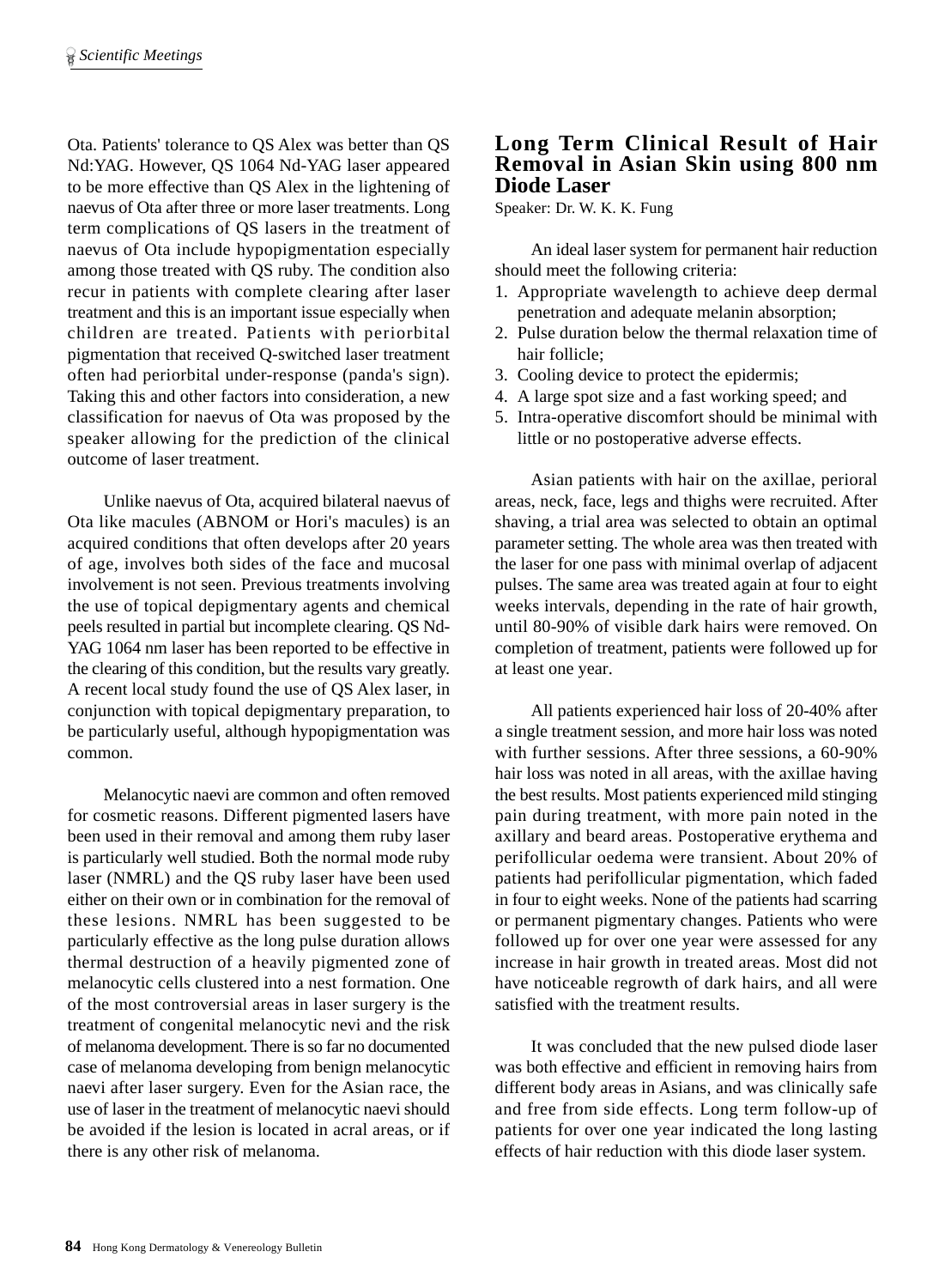Ota. Patients' tolerance to QS Alex was better than QS Nd:YAG. However, QS 1064 Nd-YAG laser appeared to be more effective than QS Alex in the lightening of naevus of Ota after three or more laser treatments. Long term complications of QS lasers in the treatment of naevus of Ota include hypopigmentation especially among those treated with QS ruby. The condition also recur in patients with complete clearing after laser treatment and this is an important issue especially when children are treated. Patients with periorbital pigmentation that received Q-switched laser treatment often had periorbital under-response (panda's sign). Taking this and other factors into consideration, a new classification for naevus of Ota was proposed by the speaker allowing for the prediction of the clinical outcome of laser treatment.

Unlike naevus of Ota, acquired bilateral naevus of Ota like macules (ABNOM or Hori's macules) is an acquired conditions that often develops after 20 years of age, involves both sides of the face and mucosal involvement is not seen. Previous treatments involving the use of topical depigmentary agents and chemical peels resulted in partial but incomplete clearing. QS Nd-YAG 1064 nm laser has been reported to be effective in the clearing of this condition, but the results vary greatly. A recent local study found the use of QS Alex laser, in conjunction with topical depigmentary preparation, to be particularly useful, although hypopigmentation was common.

Melanocytic naevi are common and often removed for cosmetic reasons. Different pigmented lasers have been used in their removal and among them ruby laser is particularly well studied. Both the normal mode ruby laser (NMRL) and the QS ruby laser have been used either on their own or in combination for the removal of these lesions. NMRL has been suggested to be particularly effective as the long pulse duration allows thermal destruction of a heavily pigmented zone of melanocytic cells clustered into a nest formation. One of the most controversial areas in laser surgery is the treatment of congenital melanocytic nevi and the risk of melanoma development. There is so far no documented case of melanoma developing from benign melanocytic naevi after laser surgery. Even for the Asian race, the use of laser in the treatment of melanocytic naevi should be avoided if the lesion is located in acral areas, or if there is any other risk of melanoma.

## Long Term Clinical Result of Hair Removal in Asian Skin using 800 nm Diode Laser

Speaker: Dr. W. K. K. Fung

An ideal laser system for permanent hair reduction should meet the following criteria:

1. Appropriate wavelength to achieve deep dermal penetration and adequate melanin absorption;
2. Pulse duration below the thermal relaxation time of hair follicle;
3. Cooling device to protect the epidermis;
4. A large spot size and a fast working speed; and
5. Intra-operative discomfort should be minimal with little or no postoperative adverse effects.

Asian patients with hair on the axillae, perioral areas, neck, face, legs and thighs were recruited. After shaving, a trial area was selected to obtain an optimal parameter setting. The whole area was then treated with the laser for one pass with minimal overlap of adjacent pulses. The same area was treated again at four to eight weeks intervals, depending in the rate of hair growth, until 80-90% of visible dark hairs were removed. On completion of treatment, patients were followed up for at least one year.

All patients experienced hair loss of 20-40% after a single treatment session, and more hair loss was noted with further sessions. After three sessions, a 60-90% hair loss was noted in all areas, with the axillae having the best results. Most patients experienced mild stinging pain during treatment, with more pain noted in the axillary and beard areas. Postoperative erythema and perifollicular oedema were transient. About 20% of patients had perifollicular pigmentation, which faded in four to eight weeks. None of the patients had scarring or permanent pigmentary changes. Patients who were followed up for over one year were assessed for any increase in hair growth in treated areas. Most did not have noticeable regrowth of dark hairs, and all were satisfied with the treatment results.

It was concluded that the new pulsed diode laser was both effective and efficient in removing hairs from different body areas in Asians, and was clinically safe and free from side effects. Long term follow-up of patients for over one year indicated the long lasting effects of hair reduction with this diode laser system.